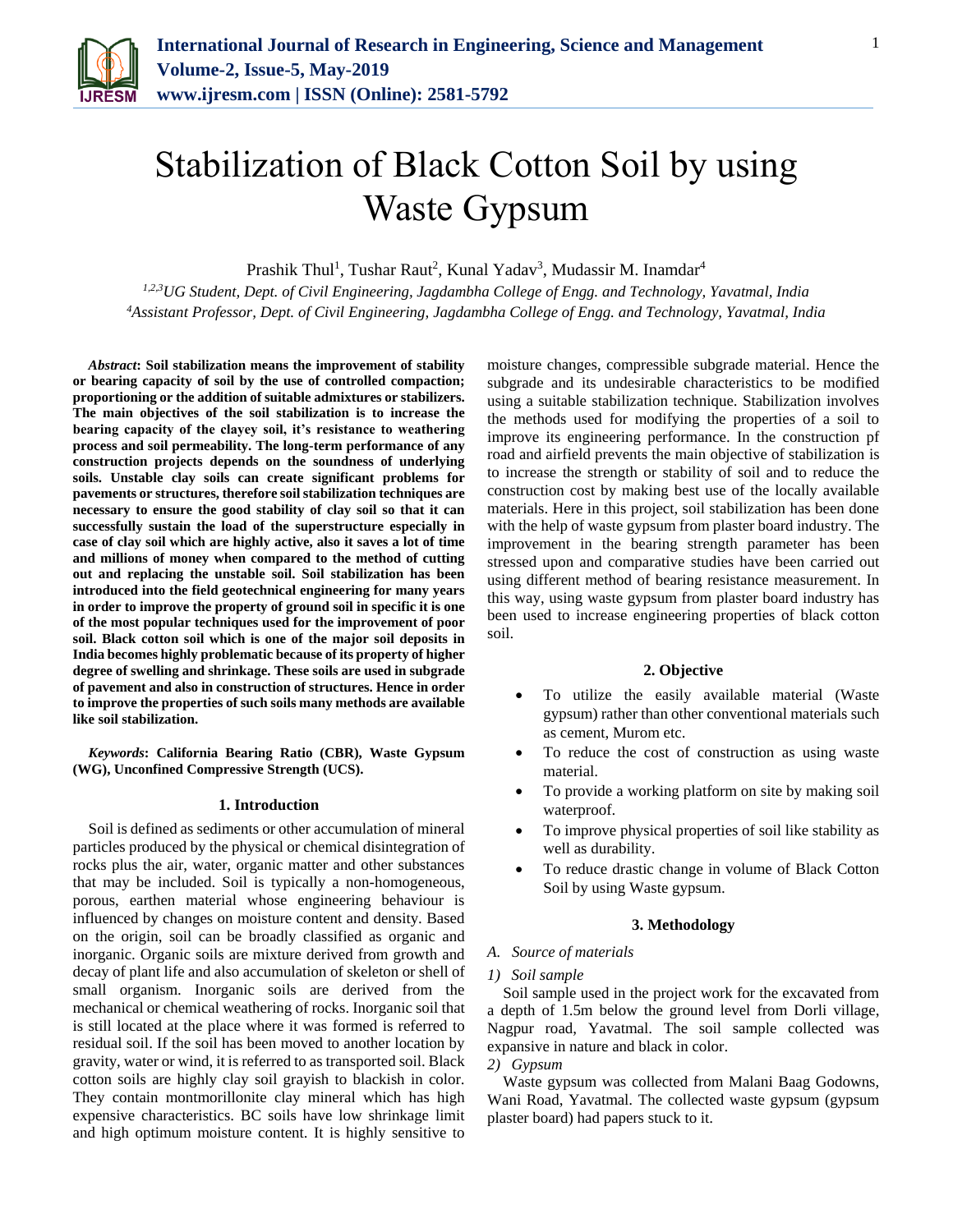# Stabilization of Black Cotton Soil by using Waste Gypsum

Prashik Thul[1], Tushar Raut[2], Kunal Yadav[3], Mudassir M. Inamdar[4]

[1,2,3]*UG Student, Dept. of Civil Engineering, Jagdambha College of Engg. and Technology, Yavatmal, India*
[4]*Assistant Professor, Dept. of Civil Engineering, Jagdambha College of Engg. and Technology, Yavatmal, India*

***Abstract*: Soil stabilization means the improvement of stability or bearing capacity of soil by the use of controlled compaction; proportioning or the addition of suitable admixtures or stabilizers. The main objectives of the soil stabilization is to increase the bearing capacity of the clayey soil, it's resistance to weathering process and soil permeability. The long-term performance of any construction projects depends on the soundness of underlying soils. Unstable clay soils can create significant problems for pavements or structures, therefore soil stabilization techniques are necessary to ensure the good stability of clay soil so that it can successfully sustain the load of the superstructure especially in case of clay soil which are highly active, also it saves a lot of time and millions of money when compared to the method of cutting out and replacing the unstable soil. Soil stabilization has been introduced into the field geotechnical engineering for many years in order to improve the property of ground soil in specific it is one of the most popular techniques used for the improvement of poor soil. Black cotton soil which is one of the major soil deposits in India becomes highly problematic because of its property of higher degree of swelling and shrinkage. These soils are used in subgrade of pavement and also in construction of structures. Hence in order to improve the properties of such soils many methods are available like soil stabilization.**

***Keywords*: California Bearing Ratio (CBR), Waste Gypsum (WG), Unconfined Compressive Strength (UCS).**

## 1. Introduction

Soil is defined as sediments or other accumulation of mineral particles produced by the physical or chemical disintegration of rocks plus the air, water, organic matter and other substances that may be included. Soil is typically a non-homogeneous, porous, earthen material whose engineering behaviour is influenced by changes on moisture content and density. Based on the origin, soil can be broadly classified as organic and inorganic. Organic soils are mixture derived from growth and decay of plant life and also accumulation of skeleton or shell of small organism. Inorganic soils are derived from the mechanical or chemical weathering of rocks. Inorganic soil that is still located at the place where it was formed is referred to residual soil. If the soil has been moved to another location by gravity, water or wind, it is referred to as transported soil. Black cotton soils are highly clay soil grayish to blackish in color. They contain montmorillonite clay mineral which has high expensive characteristics. BC soils have low shrinkage limit and high optimum moisture content. It is highly sensitive to moisture changes, compressible subgrade material. Hence the subgrade and its undesirable characteristics to be modified using a suitable stabilization technique. Stabilization involves the methods used for modifying the properties of a soil to improve its engineering performance. In the construction pf road and airfield prevents the main objective of stabilization is to increase the strength or stability of soil and to reduce the construction cost by making best use of the locally available materials. Here in this project, soil stabilization has been done with the help of waste gypsum from plaster board industry. The improvement in the bearing strength parameter has been stressed upon and comparative studies have been carried out using different method of bearing resistance measurement. In this way, using waste gypsum from plaster board industry has been used to increase engineering properties of black cotton soil.

## 2. Objective

- To utilize the easily available material (Waste gypsum) rather than other conventional materials such as cement, Murom etc.
- To reduce the cost of construction as using waste material.
- To provide a working platform on site by making soil waterproof.
- To improve physical properties of soil like stability as well as durability.
- To reduce drastic change in volume of Black Cotton Soil by using Waste gypsum.

## 3. Methodology

*A. Source of materials*

*1) Soil sample*

Soil sample used in the project work for the excavated from a depth of 1.5m below the ground level from Dorli village, Nagpur road, Yavatmal. The soil sample collected was expansive in nature and black in color.

*2) Gypsum*

Waste gypsum was collected from Malani Baag Godowns, Wani Road, Yavatmal. The collected waste gypsum (gypsum plaster board) had papers stuck to it.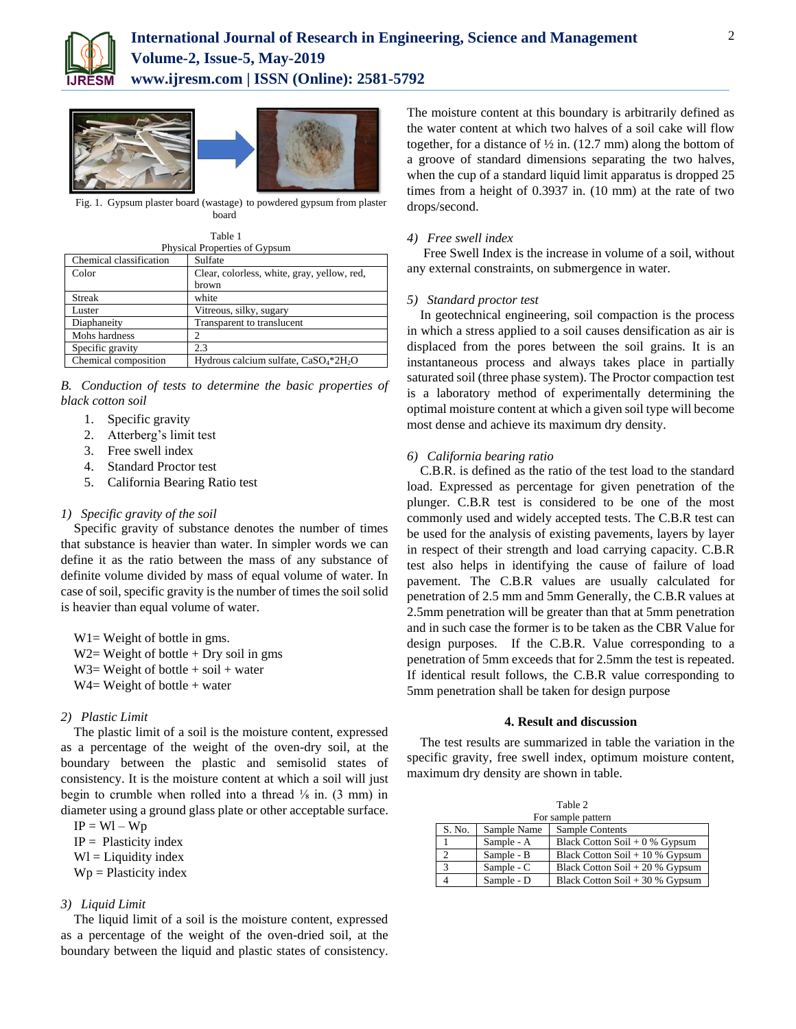Fig. 1. Gypsum plaster board (wastage) to powdered gypsum from plaster board

Table 1
Physical Properties of Gypsum

| | |
|---|---|
| Chemical classification | Sulfate |
| Color | Clear, colorless, white, gray, yellow, red, brown |
| Streak | white |
| Luster | Vitreous, silky, sugary |
| Diaphaneity | Transparent to translucent |
| Mohs hardness | 2 |
| Specific gravity | 2.3 |
| Chemical composition | Hydrous calcium sulfate, $CaSO_4*2H_2O$ |

*B. Conduction of tests to determine the basic properties of black cotton soil*

1. Specific gravity
2. Atterberg's limit test
3. Free swell index
4. Standard Proctor test
5. California Bearing Ratio test

*1) Specific gravity of the soil*

Specific gravity of substance denotes the number of times that substance is heavier than water. In simpler words we can define it as the ratio between the mass of any substance of definite volume divided by mass of equal volume of water. In case of soil, specific gravity is the number of times the soil solid is heavier than equal volume of water.

W1= Weight of bottle in gms.
W2= Weight of bottle + Dry soil in gms
W3= Weight of bottle + soil + water
W4= Weight of bottle + water

*2) Plastic Limit*

The plastic limit of a soil is the moisture content, expressed as a percentage of the weight of the oven-dry soil, at the boundary between the plastic and semisolid states of consistency. It is the moisture content at which a soil will just begin to crumble when rolled into a thread ⅛ in. (3 mm) in diameter using a ground glass plate or other acceptable surface.

IP = Wl – Wp
IP = Plasticity index
Wl = Liquidity index
Wp = Plasticity index

*3) Liquid Limit*

The liquid limit of a soil is the moisture content, expressed as a percentage of the weight of the oven-dried soil, at the boundary between the liquid and plastic states of consistency. The moisture content at this boundary is arbitrarily defined as the water content at which two halves of a soil cake will flow together, for a distance of ½ in. (12.7 mm) along the bottom of a groove of standard dimensions separating the two halves, when the cup of a standard liquid limit apparatus is dropped 25 times from a height of 0.3937 in. (10 mm) at the rate of two drops/second.

*4) Free swell index*

Free Swell Index is the increase in volume of a soil, without any external constraints, on submergence in water.

*5) Standard proctor test*

In geotechnical engineering, soil compaction is the process in which a stress applied to a soil causes densification as air is displaced from the pores between the soil grains. It is an instantaneous process and always takes place in partially saturated soil (three phase system). The Proctor compaction test is a laboratory method of experimentally determining the optimal moisture content at which a given soil type will become most dense and achieve its maximum dry density.

*6) California bearing ratio*

C.B.R. is defined as the ratio of the test load to the standard load. Expressed as percentage for given penetration of the plunger. C.B.R test is considered to be one of the most commonly used and widely accepted tests. The C.B.R test can be used for the analysis of existing pavements, layers by layer in respect of their strength and load carrying capacity. C.B.R test also helps in identifying the cause of failure of load pavement. The C.B.R values are usually calculated for penetration of 2.5 mm and 5mm Generally, the C.B.R values at 2.5mm penetration will be greater than that at 5mm penetration and in such case the former is to be taken as the CBR Value for design purposes. If the C.B.R. Value corresponding to a penetration of 5mm exceeds that for 2.5mm the test is repeated. If identical result follows, the C.B.R value corresponding to 5mm penetration shall be taken for design purpose

## 4. Result and discussion

The test results are summarized in table the variation in the specific gravity, free swell index, optimum moisture content, maximum dry density are shown in table.

Table 2
For sample pattern

| S. No. | Sample Name | Sample Contents |
|---|---|---|
| 1 | Sample - A | Black Cotton Soil + 0 % Gypsum |
| 2 | Sample - B | Black Cotton Soil + 10 % Gypsum |
| 3 | Sample - C | Black Cotton Soil + 20 % Gypsum |
| 4 | Sample - D | Black Cotton Soil + 30 % Gypsum |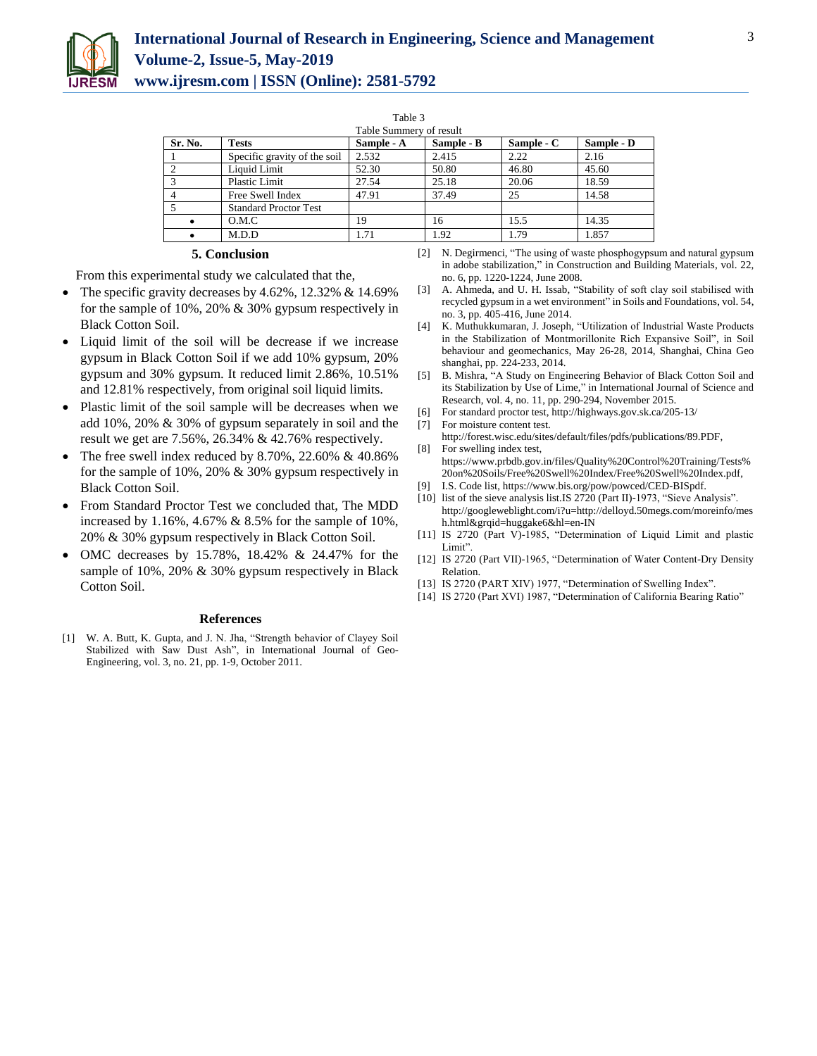Table 3
Table Summery of result

| Sr. No. | Tests | Sample - A | Sample - B | Sample - C | Sample - D |
|---|---|---|---|---|---|
| 1 | Specific gravity of the soil | 2.532 | 2.415 | 2.22 | 2.16 |
| 2 | Liquid Limit | 52.30 | 50.80 | 46.80 | 45.60 |
| 3 | Plastic Limit | 27.54 | 25.18 | 20.06 | 18.59 |
| 4 | Free Swell Index | 47.91 | 37.49 | 25 | 14.58 |
| 5 | Standard Proctor Test | | | | |
| • | O.M.C | 19 | 16 | 15.5 | 14.35 |
| • | M.D.D | 1.71 | 1.92 | 1.79 | 1.857 |

## 5. Conclusion

From this experimental study we calculated that the,

- The specific gravity decreases by 4.62%, 12.32% & 14.69% for the sample of 10%, 20% & 30% gypsum respectively in Black Cotton Soil.
- Liquid limit of the soil will be decrease if we increase gypsum in Black Cotton Soil if we add 10% gypsum, 20% gypsum and 30% gypsum. It reduced limit 2.86%, 10.51% and 12.81% respectively, from original soil liquid limits.
- Plastic limit of the soil sample will be decreases when we add 10%, 20% & 30% of gypsum separately in soil and the result we get are 7.56%, 26.34% & 42.76% respectively.
- The free swell index reduced by 8.70%, 22.60% & 40.86% for the sample of 10%, 20% & 30% gypsum respectively in Black Cotton Soil.
- From Standard Proctor Test we concluded that, The MDD increased by 1.16%, 4.67% & 8.5% for the sample of 10%, 20% & 30% gypsum respectively in Black Cotton Soil.
- OMC decreases by 15.78%, 18.42% & 24.47% for the sample of 10%, 20% & 30% gypsum respectively in Black Cotton Soil.

## References

[1] W. A. Butt, K. Gupta, and J. N. Jha, "Strength behavior of Clayey Soil Stabilized with Saw Dust Ash", in International Journal of Geo-Engineering, vol. 3, no. 21, pp. 1-9, October 2011.

[2] N. Degirmenci, "The using of waste phosphogypsum and natural gypsum in adobe stabilization," in Construction and Building Materials, vol. 22, no. 6, pp. 1220-1224, June 2008.

[3] A. Ahmeda, and U. H. Issab, "Stability of soft clay soil stabilised with recycled gypsum in a wet environment" in Soils and Foundations, vol. 54, no. 3, pp. 405-416, June 2014.

[4] K. Muthukkumaran, J. Joseph, "Utilization of Industrial Waste Products in the Stabilization of Montmorillonite Rich Expansive Soil", in Soil behaviour and geomechanics, May 26-28, 2014, Shanghai, China Geo shanghai, pp. 224-233, 2014.

[5] B. Mishra, "A Study on Engineering Behavior of Black Cotton Soil and its Stabilization by Use of Lime," in International Journal of Science and Research, vol. 4, no. 11, pp. 290-294, November 2015.

[6] For standard proctor test, http://highways.gov.sk.ca/205-13/

[7] For moisture content test. http://forest.wisc.edu/sites/default/files/pdfs/publications/89.PDF,

[8] For swelling index test, https://www.prbdb.gov.in/files/Quality%20Control%20Training/Tests%20on%20Soils/Free%20Swell%20Index/Free%20Swell%20Index.pdf,

[9] I.S. Code list, https://www.bis.org/pow/powced/CED-BISpdf.

[10] list of the sieve analysis list.IS 2720 (Part II)-1973, "Sieve Analysis". http://googleweblight.com/i?u=http://delloyd.50megs.com/moreinfo/mesh.html&grqid=huggake6&hl=en-IN

[11] IS 2720 (Part V)-1985, "Determination of Liquid Limit and plastic Limit".

[12] IS 2720 (Part VII)-1965, "Determination of Water Content-Dry Density Relation.

[13] IS 2720 (PART XIV) 1977, "Determination of Swelling Index".

[14] IS 2720 (Part XVI) 1987, "Determination of California Bearing Ratio"